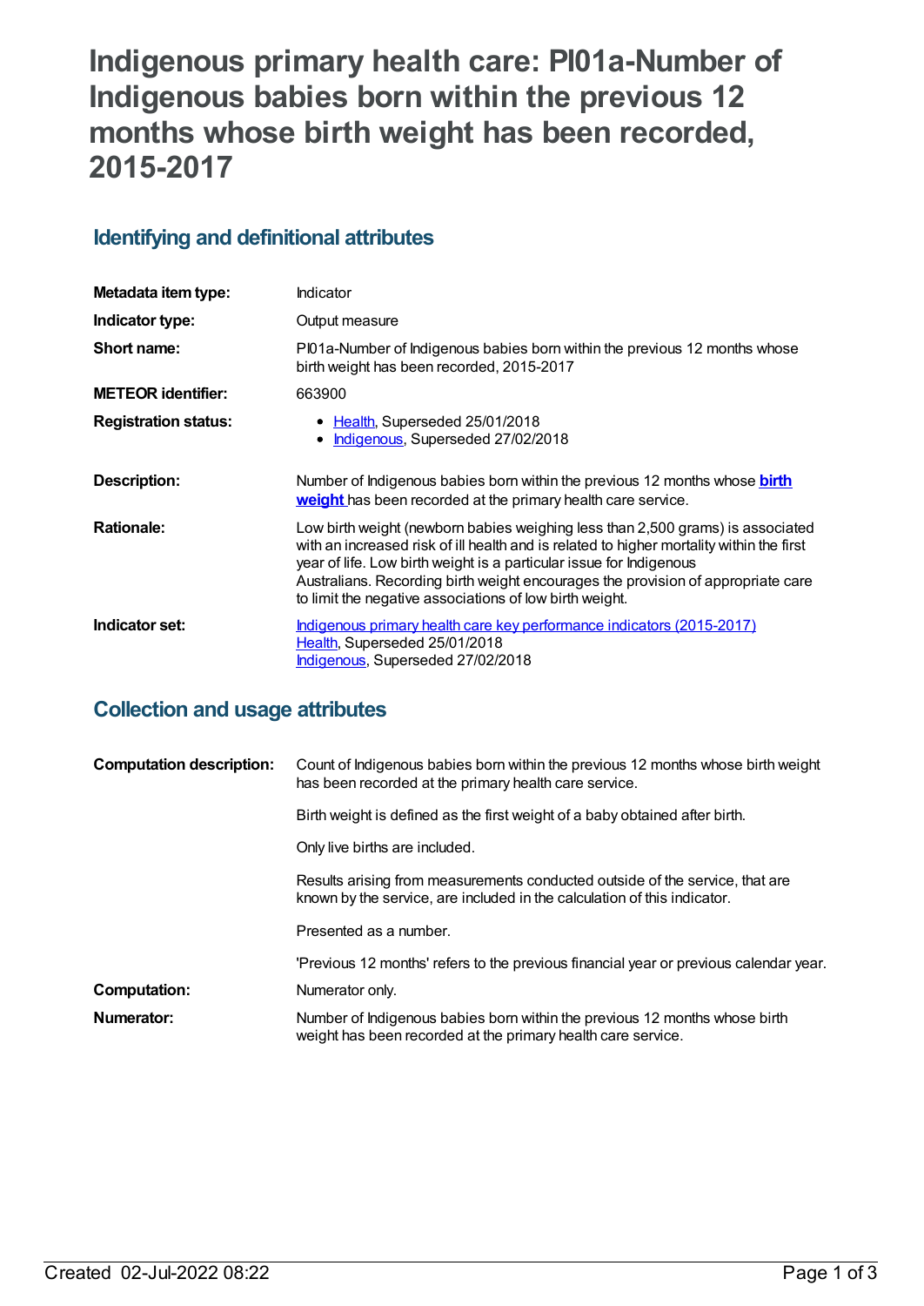# Indigenous primary health care: PI01a-Number of Indigenous babies born within the previous 12 months whose birth weight has been recorded, 2015-2017

## Identifying and definitional attributes

| | |
|---|---|
| **Metadata item type:** | Indicator |
| **Indicator type:** | Output measure |
| **Short name:** | PI01a-Number of Indigenous babies born within the previous 12 months whose birth weight has been recorded, 2015-2017 |
| **METEOR identifier:** | 663900 |
| **Registration status:** | • Health, Superseded 25/01/2018<br>• Indigenous, Superseded 27/02/2018 |
| **Description:** | Number of Indigenous babies born within the previous 12 months whose **birth weight** has been recorded at the primary health care service. |
| **Rationale:** | Low birth weight (newborn babies weighing less than 2,500 grams) is associated with an increased risk of ill health and is related to higher mortality within the first year of life. Low birth weight is a particular issue for Indigenous Australians. Recording birth weight encourages the provision of appropriate care to limit the negative associations of low birth weight. |
| **Indicator set:** | Indigenous primary health care key performance indicators (2015-2017)<br>Health, Superseded 25/01/2018<br>Indigenous, Superseded 27/02/2018 |

## Collection and usage attributes

| | |
|---|---|
| **Computation description:** | Count of Indigenous babies born within the previous 12 months whose birth weight has been recorded at the primary health care service.<br><br>Birth weight is defined as the first weight of a baby obtained after birth.<br><br>Only live births are included.<br><br>Results arising from measurements conducted outside of the service, that are known by the service, are included in the calculation of this indicator.<br><br>Presented as a number.<br><br>'Previous 12 months' refers to the previous financial year or previous calendar year. |
| **Computation:** | Numerator only. |
| **Numerator:** | Number of Indigenous babies born within the previous 12 months whose birth weight has been recorded at the primary health care service. |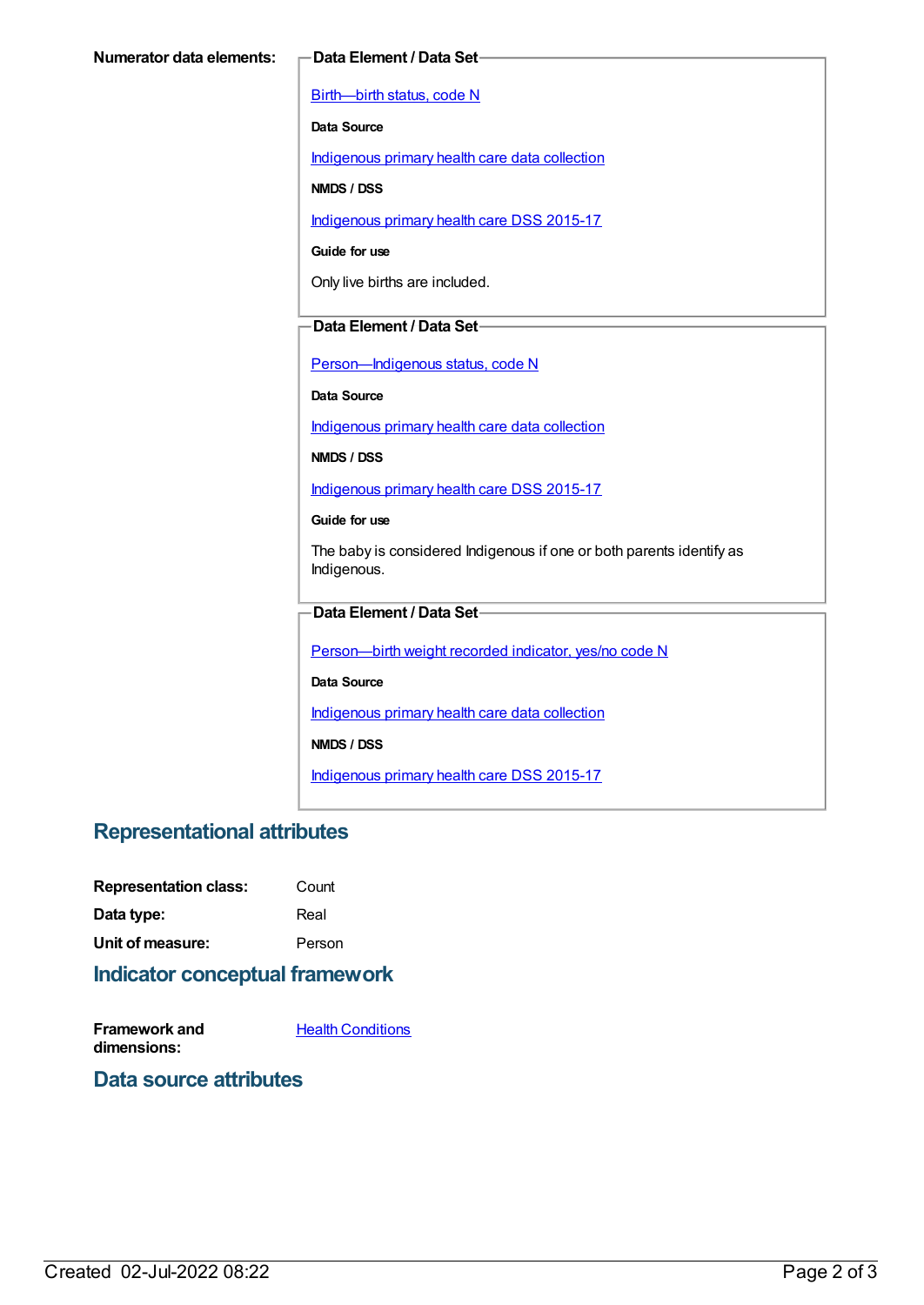**Numerator data elements:**

**Data Element / Data Set**

Birth—birth status, code N

**Data Source**

Indigenous primary health care data collection

**NMDS / DSS**

Indigenous primary health care DSS 2015-17

**Guide for use**

Only live births are included.

**Data Element / Data Set**

Person—Indigenous status, code N

**Data Source**

Indigenous primary health care data collection

**NMDS / DSS**

Indigenous primary health care DSS 2015-17

**Guide for use**

The baby is considered Indigenous if one or both parents identify as Indigenous.

**Data Element / Data Set**

Person—birth weight recorded indicator, yes/no code N

**Data Source**

Indigenous primary health care data collection

**NMDS / DSS**

Indigenous primary health care DSS 2015-17

## Representational attributes

**Representation class:** Count

**Data type:** Real

**Unit of measure:** Person

## Indicator conceptual framework

**Framework and dimensions:** Health Conditions

## Data source attributes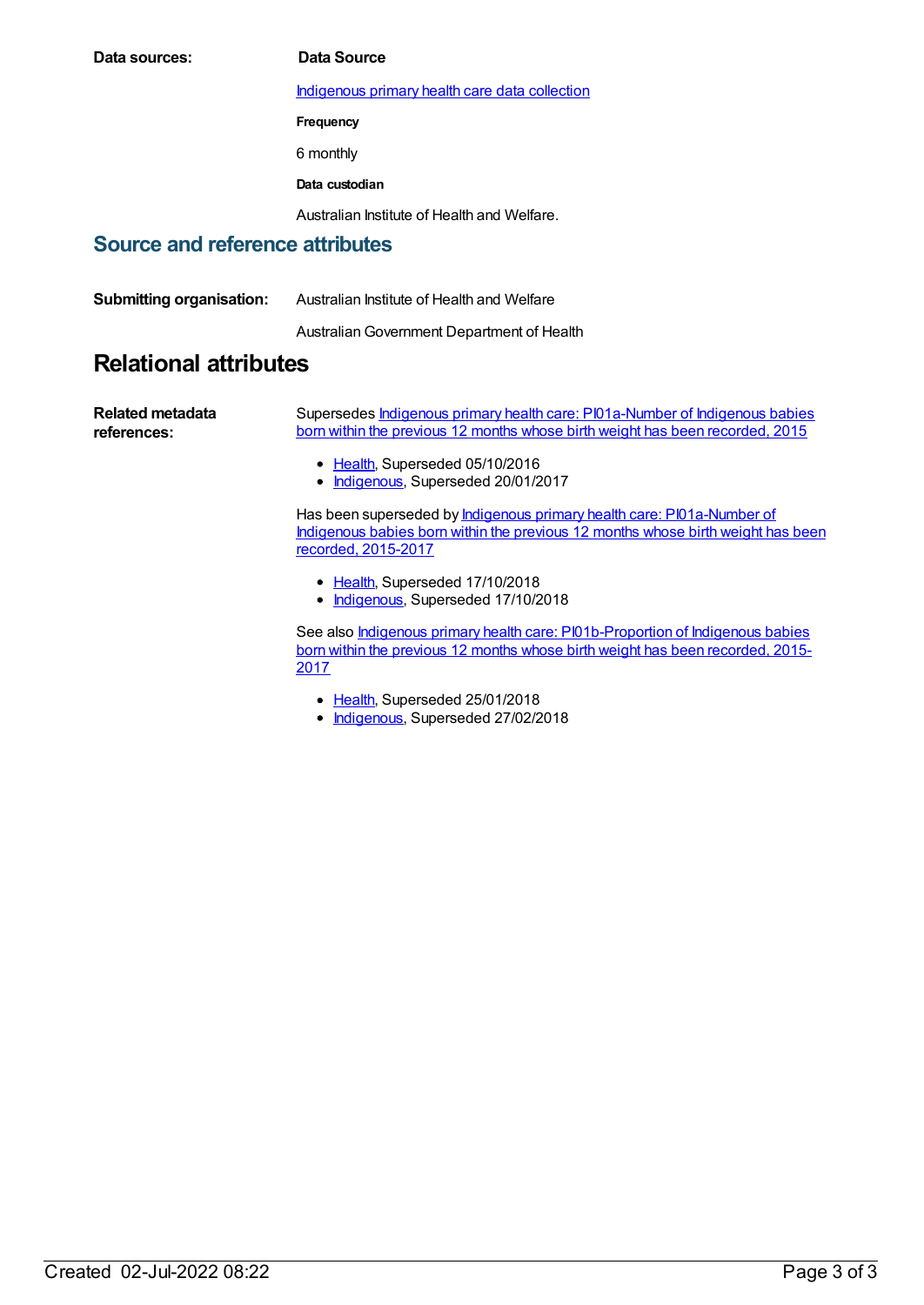**Data sources:**

**Data Source**

Indigenous primary health care data collection

**Frequency**

6 monthly

**Data custodian**

Australian Institute of Health and Welfare.

## Source and reference attributes

**Submitting organisation:** Australian Institute of Health and Welfare

Australian Government Department of Health

# Relational attributes

**Related metadata references:**

Supersedes Indigenous primary health care: PI01a-Number of Indigenous babies born within the previous 12 months whose birth weight has been recorded, 2015

- Health, Superseded 05/10/2016
- Indigenous, Superseded 20/01/2017

Has been superseded by Indigenous primary health care: PI01a-Number of Indigenous babies born within the previous 12 months whose birth weight has been recorded, 2015-2017

- Health, Superseded 17/10/2018
- Indigenous, Superseded 17/10/2018

See also Indigenous primary health care: PI01b-Proportion of Indigenous babies born within the previous 12 months whose birth weight has been recorded, 2015-2017

- Health, Superseded 25/01/2018
- Indigenous, Superseded 27/02/2018